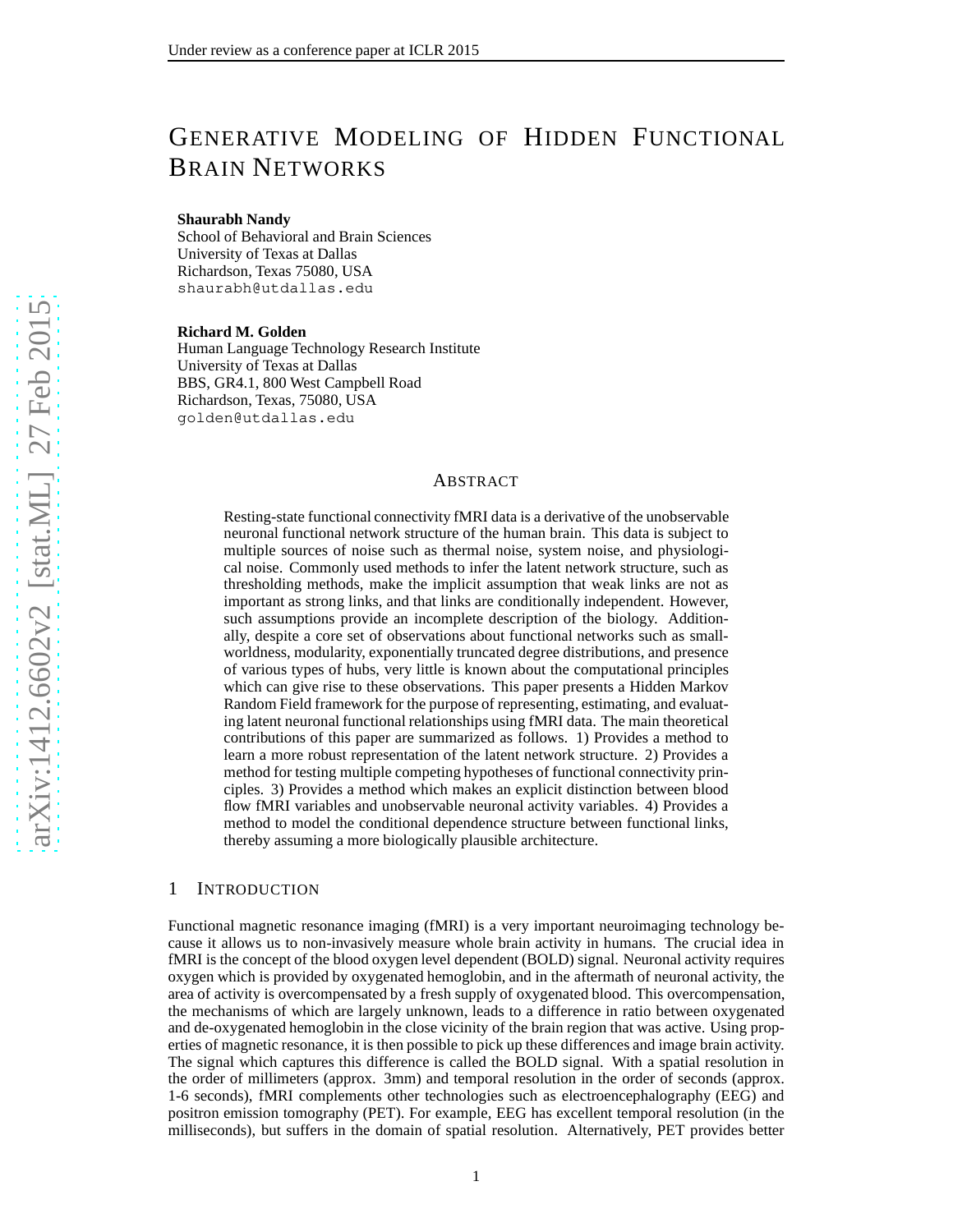# Generative Modeling of Hidden Functional Brain Networks

**Shaurabh Nandy**
School of Behavioral and Brain Sciences
University of Texas at Dallas
Richardson, Texas 75080, USA
shaurabh@utdallas.edu

**Richard M. Golden**
Human Language Technology Research Institute
University of Texas at Dallas
BBS, GR4.1, 800 West Campbell Road
Richardson, Texas, 75080, USA
golden@utdallas.edu

## Abstract

Resting-state functional connectivity fMRI data is a derivative of the unobservable neuronal functional network structure of the human brain. This data is subject to multiple sources of noise such as thermal noise, system noise, and physiological noise. Commonly used methods to infer the latent network structure, such as thresholding methods, make the implicit assumption that weak links are not as important as strong links, and that links are conditionally independent. However, such assumptions provide an incomplete description of the biology. Additionally, despite a core set of observations about functional networks such as small-worldness, modularity, exponentially truncated degree distributions, and presence of various types of hubs, very little is known about the computational principles which can give rise to these observations. This paper presents a Hidden Markov Random Field framework for the purpose of representing, estimating, and evaluating latent neuronal functional relationships using fMRI data. The main theoretical contributions of this paper are summarized as follows. 1) Provides a method to learn a more robust representation of the latent network structure. 2) Provides a method for testing multiple competing hypotheses of functional connectivity principles. 3) Provides a method which makes an explicit distinction between blood flow fMRI variables and unobservable neuronal activity variables. 4) Provides a method to model the conditional dependence structure between functional links, thereby assuming a more biologically plausible architecture.

## 1 Introduction

Functional magnetic resonance imaging (fMRI) is a very important neuroimaging technology because it allows us to non-invasively measure whole brain activity in humans. The crucial idea in fMRI is the concept of the blood oxygen level dependent (BOLD) signal. Neuronal activity requires oxygen which is provided by oxygenated hemoglobin, and in the aftermath of neuronal activity, the area of activity is overcompensated by a fresh supply of oxygenated blood. This overcompensation, the mechanisms of which are largely unknown, leads to a difference in ratio between oxygenated and de-oxygenated hemoglobin in the close vicinity of the brain region that was active. Using properties of magnetic resonance, it is then possible to pick up these differences and image brain activity. The signal which captures this difference is called the BOLD signal. With a spatial resolution in the order of millimeters (approx. 3mm) and temporal resolution in the order of seconds (approx. 1-6 seconds), fMRI complements other technologies such as electroencephalography (EEG) and positron emission tomography (PET). For example, EEG has excellent temporal resolution (in the milliseconds), but suffers in the domain of spatial resolution. Alternatively, PET provides better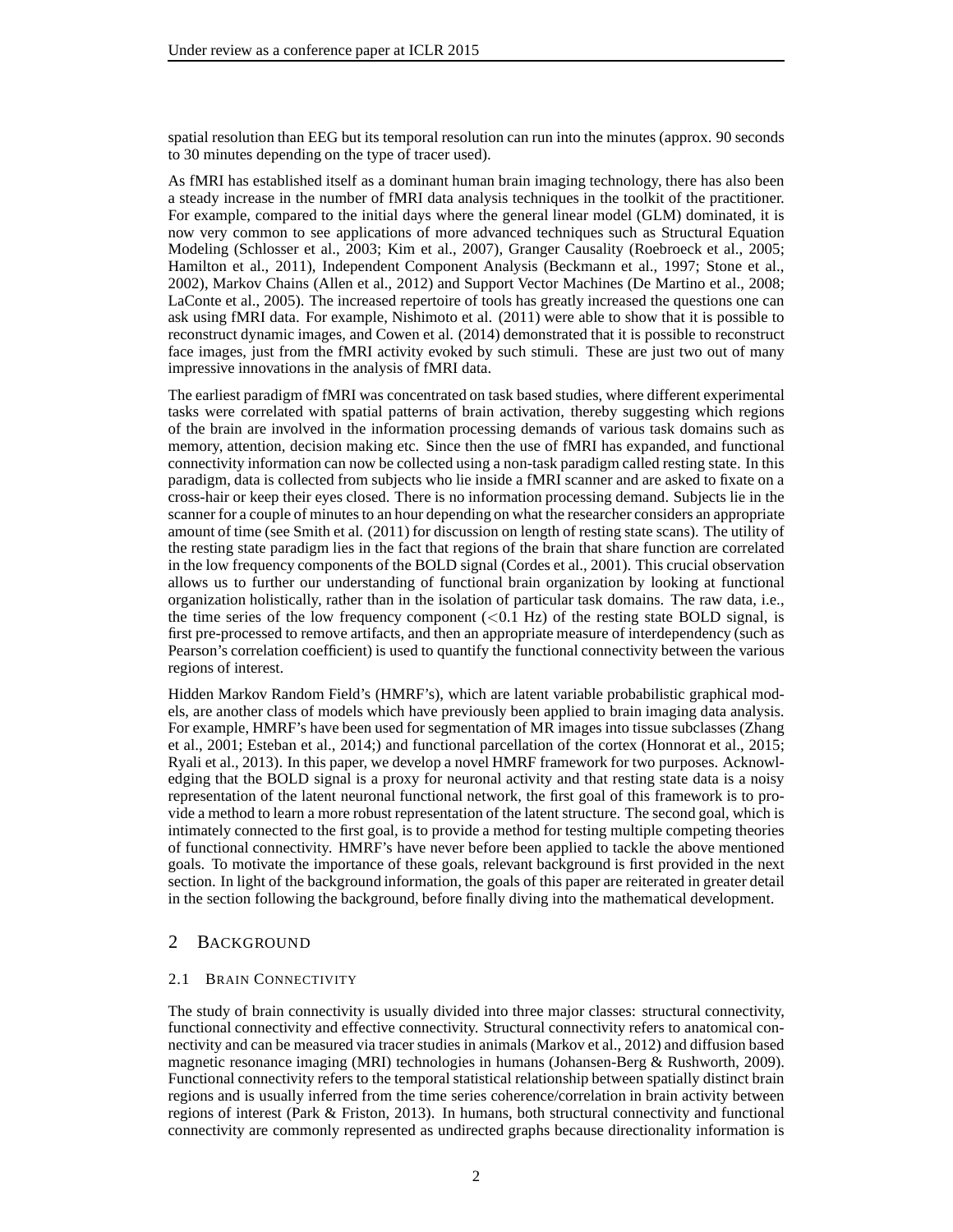spatial resolution than EEG but its temporal resolution can run into the minutes (approx. 90 seconds to 30 minutes depending on the type of tracer used).

As fMRI has established itself as a dominant human brain imaging technology, there has also been a steady increase in the number of fMRI data analysis techniques in the toolkit of the practitioner. For example, compared to the initial days where the general linear model (GLM) dominated, it is now very common to see applications of more advanced techniques such as Structural Equation Modeling (Schlosser et al., 2003; Kim et al., 2007), Granger Causality (Roebroeck et al., 2005; Hamilton et al., 2011), Independent Component Analysis (Beckmann et al., 1997; Stone et al., 2002), Markov Chains (Allen et al., 2012) and Support Vector Machines (De Martino et al., 2008; LaConte et al., 2005). The increased repertoire of tools has greatly increased the questions one can ask using fMRI data. For example, Nishimoto et al. (2011) were able to show that it is possible to reconstruct dynamic images, and Cowen et al. (2014) demonstrated that it is possible to reconstruct face images, just from the fMRI activity evoked by such stimuli. These are just two out of many impressive innovations in the analysis of fMRI data.

The earliest paradigm of fMRI was concentrated on task based studies, where different experimental tasks were correlated with spatial patterns of brain activation, thereby suggesting which regions of the brain are involved in the information processing demands of various task domains such as memory, attention, decision making etc. Since then the use of fMRI has expanded, and functional connectivity information can now be collected using a non-task paradigm called resting state. In this paradigm, data is collected from subjects who lie inside a fMRI scanner and are asked to fixate on a cross-hair or keep their eyes closed. There is no information processing demand. Subjects lie in the scanner for a couple of minutes to an hour depending on what the researcher considers an appropriate amount of time (see Smith et al. (2011) for discussion on length of resting state scans). The utility of the resting state paradigm lies in the fact that regions of the brain that share function are correlated in the low frequency components of the BOLD signal (Cordes et al., 2001). This crucial observation allows us to further our understanding of functional brain organization by looking at functional organization holistically, rather than in the isolation of particular task domains. The raw data, i.e., the time series of the low frequency component ($<$0.1 Hz) of the resting state BOLD signal, is first pre-processed to remove artifacts, and then an appropriate measure of interdependency (such as Pearson's correlation coefficient) is used to quantify the functional connectivity between the various regions of interest.

Hidden Markov Random Field's (HMRF's), which are latent variable probabilistic graphical models, are another class of models which have previously been applied to brain imaging data analysis. For example, HMRF's have been used for segmentation of MR images into tissue subclasses (Zhang et al., 2001; Esteban et al., 2014;) and functional parcellation of the cortex (Honnorat et al., 2015; Ryali et al., 2013). In this paper, we develop a novel HMRF framework for two purposes. Acknowledging that the BOLD signal is a proxy for neuronal activity and that resting state data is a noisy representation of the latent neuronal functional network, the first goal of this framework is to provide a method to learn a more robust representation of the latent structure. The second goal, which is intimately connected to the first goal, is to provide a method for testing multiple competing theories of functional connectivity. HMRF's have never before been applied to tackle the above mentioned goals. To motivate the importance of these goals, relevant background is first provided in the next section. In light of the background information, the goals of this paper are reiterated in greater detail in the section following the background, before finally diving into the mathematical development.

## 2 Background

### 2.1 Brain Connectivity

The study of brain connectivity is usually divided into three major classes: structural connectivity, functional connectivity and effective connectivity. Structural connectivity refers to anatomical connectivity and can be measured via tracer studies in animals (Markov et al., 2012) and diffusion based magnetic resonance imaging (MRI) technologies in humans (Johansen-Berg & Rushworth, 2009). Functional connectivity refers to the temporal statistical relationship between spatially distinct brain regions and is usually inferred from the time series coherence/correlation in brain activity between regions of interest (Park & Friston, 2013). In humans, both structural connectivity and functional connectivity are commonly represented as undirected graphs because directionality information is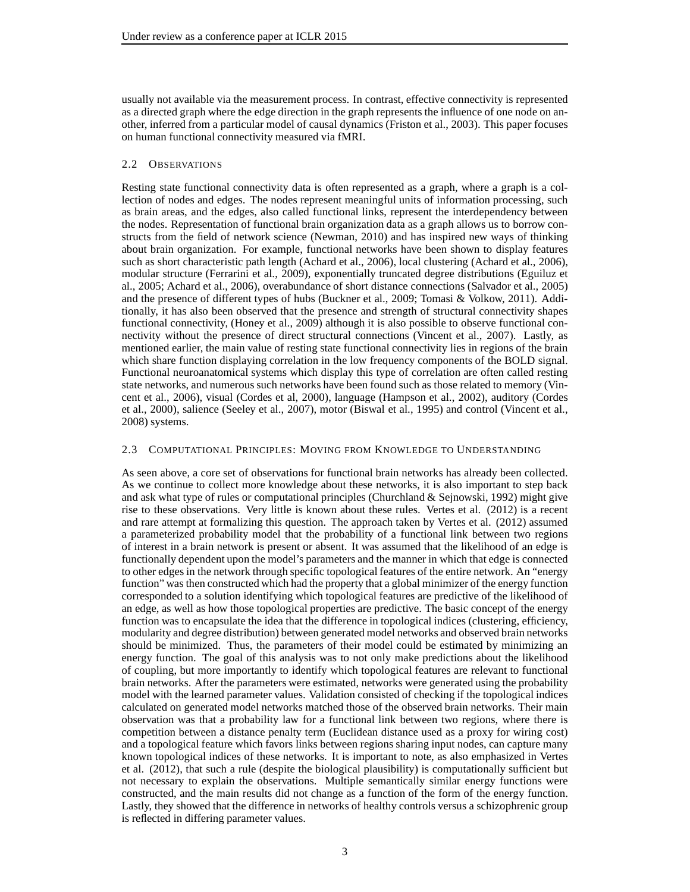usually not available via the measurement process. In contrast, effective connectivity is represented as a directed graph where the edge direction in the graph represents the influence of one node on another, inferred from a particular model of causal dynamics (Friston et al., 2003). This paper focuses on human functional connectivity measured via fMRI.

### 2.2 Observations

Resting state functional connectivity data is often represented as a graph, where a graph is a collection of nodes and edges. The nodes represent meaningful units of information processing, such as brain areas, and the edges, also called functional links, represent the interdependency between the nodes. Representation of functional brain organization data as a graph allows us to borrow constructs from the field of network science (Newman, 2010) and has inspired new ways of thinking about brain organization. For example, functional networks have been shown to display features such as short characteristic path length (Achard et al., 2006), local clustering (Achard et al., 2006), modular structure (Ferrarini et al., 2009), exponentially truncated degree distributions (Eguiluz et al., 2005; Achard et al., 2006), overabundance of short distance connections (Salvador et al., 2005) and the presence of different types of hubs (Buckner et al., 2009; Tomasi & Volkow, 2011). Additionally, it has also been observed that the presence and strength of structural connectivity shapes functional connectivity, (Honey et al., 2009) although it is also possible to observe functional connectivity without the presence of direct structural connections (Vincent et al., 2007). Lastly, as mentioned earlier, the main value of resting state functional connectivity lies in regions of the brain which share function displaying correlation in the low frequency components of the BOLD signal. Functional neuroanatomical systems which display this type of correlation are often called resting state networks, and numerous such networks have been found such as those related to memory (Vincent et al., 2006), visual (Cordes et al., 2000), language (Hampson et al., 2002), auditory (Cordes et al., 2000), salience (Seeley et al., 2007), motor (Biswal et al., 1995) and control (Vincent et al., 2008) systems.

### 2.3 Computational Principles: Moving from Knowledge to Understanding

As seen above, a core set of observations for functional brain networks has already been collected. As we continue to collect more knowledge about these networks, it is also important to step back and ask what type of rules or computational principles (Churchland & Sejnowski, 1992) might give rise to these observations. Very little is known about these rules. Vertes et al. (2012) is a recent and rare attempt at formalizing this question. The approach taken by Vertes et al. (2012) assumed a parameterized probability model that the probability of a functional link between two regions of interest in a brain network is present or absent. It was assumed that the likelihood of an edge is functionally dependent upon the model's parameters and the manner in which that edge is connected to other edges in the network through specific topological features of the entire network. An "energy function" was then constructed which had the property that a global minimizer of the energy function corresponded to a solution identifying which topological features are predictive of the likelihood of an edge, as well as how those topological properties are predictive. The basic concept of the energy function was to encapsulate the idea that the difference in topological indices (clustering, efficiency, modularity and degree distribution) between generated model networks and observed brain networks should be minimized. Thus, the parameters of their model could be estimated by minimizing an energy function. The goal of this analysis was to not only make predictions about the likelihood of coupling, but more importantly to identify which topological features are relevant to functional brain networks. After the parameters were estimated, networks were generated using the probability model with the learned parameter values. Validation consisted of checking if the topological indices calculated on generated model networks matched those of the observed brain networks. Their main observation was that a probability law for a functional link between two regions, where there is competition between a distance penalty term (Euclidean distance used as a proxy for wiring cost) and a topological feature which favors links between regions sharing input nodes, can capture many known topological indices of these networks. It is important to note, as also emphasized in Vertes et al. (2012), that such a rule (despite the biological plausibility) is computationally sufficient but not necessary to explain the observations. Multiple semantically similar energy functions were constructed, and the main results did not change as a function of the form of the energy function. Lastly, they showed that the difference in networks of healthy controls versus a schizophrenic group is reflected in differing parameter values.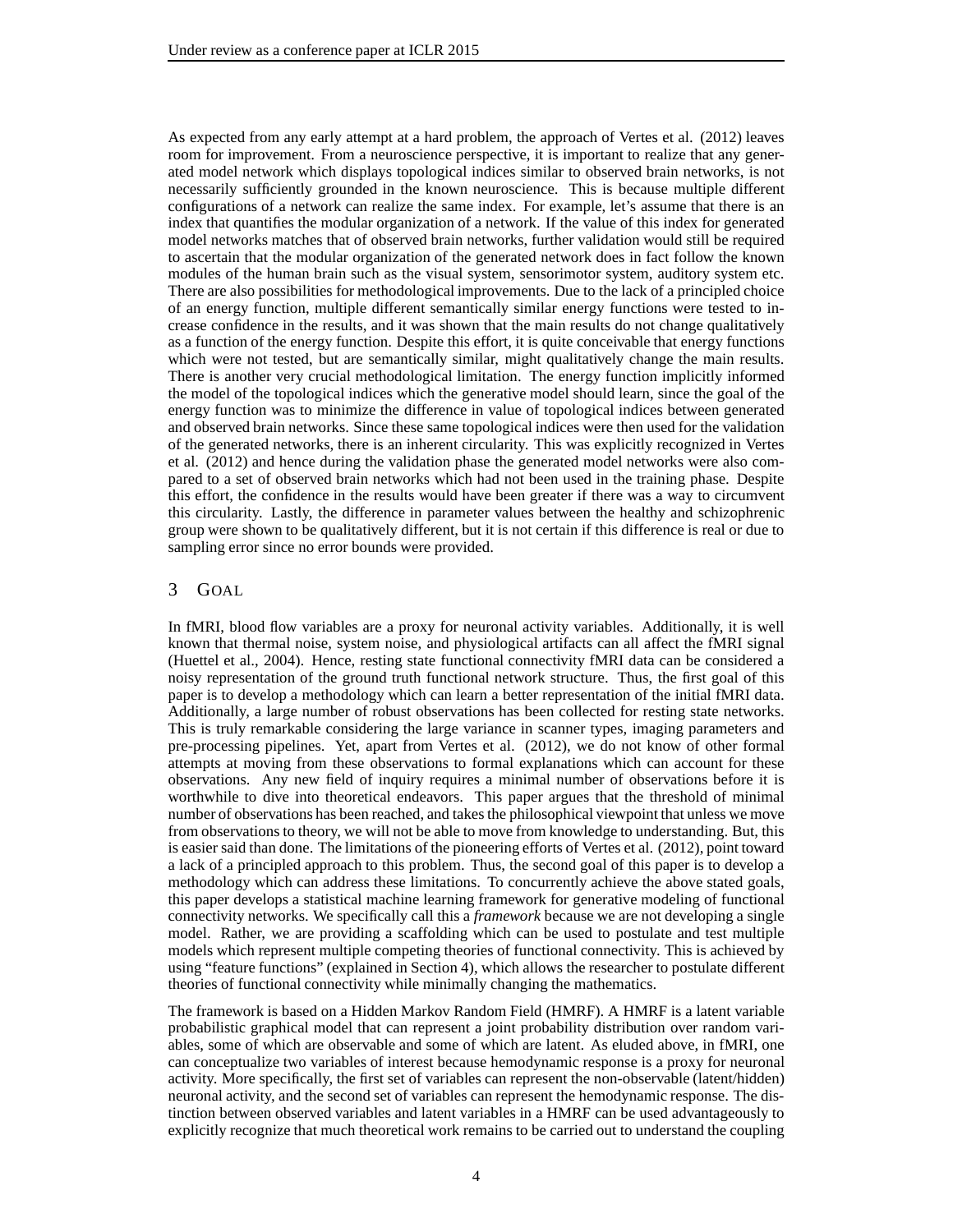As expected from any early attempt at a hard problem, the approach of Vertes et al. (2012) leaves room for improvement. From a neuroscience perspective, it is important to realize that any generated model network which displays topological indices similar to observed brain networks, is not necessarily sufficiently grounded in the known neuroscience. This is because multiple different configurations of a network can realize the same index. For example, let's assume that there is an index that quantifies the modular organization of a network. If the value of this index for generated model networks matches that of observed brain networks, further validation would still be required to ascertain that the modular organization of the generated network does in fact follow the known modules of the human brain such as the visual system, sensorimotor system, auditory system etc. There are also possibilities for methodological improvements. Due to the lack of a principled choice of an energy function, multiple different semantically similar energy functions were tested to increase confidence in the results, and it was shown that the main results do not change qualitatively as a function of the energy function. Despite this effort, it is quite conceivable that energy functions which were not tested, but are semantically similar, might qualitatively change the main results. There is another very crucial methodological limitation. The energy function implicitly informed the model of the topological indices which the generative model should learn, since the goal of the energy function was to minimize the difference in value of topological indices between generated and observed brain networks. Since these same topological indices were then used for the validation of the generated networks, there is an inherent circularity. This was explicitly recognized in Vertes et al. (2012) and hence during the validation phase the generated model networks were also compared to a set of observed brain networks which had not been used in the training phase. Despite this effort, the confidence in the results would have been greater if there was a way to circumvent this circularity. Lastly, the difference in parameter values between the healthy and schizophrenic group were shown to be qualitatively different, but it is not certain if this difference is real or due to sampling error since no error bounds were provided.

# 3 Goal

In fMRI, blood flow variables are a proxy for neuronal activity variables. Additionally, it is well known that thermal noise, system noise, and physiological artifacts can all affect the fMRI signal (Huettel et al., 2004). Hence, resting state functional connectivity fMRI data can be considered a noisy representation of the ground truth functional network structure. Thus, the first goal of this paper is to develop a methodology which can learn a better representation of the initial fMRI data. Additionally, a large number of robust observations has been collected for resting state networks. This is truly remarkable considering the large variance in scanner types, imaging parameters and pre-processing pipelines. Yet, apart from Vertes et al. (2012), we do not know of other formal attempts at moving from these observations to formal explanations which can account for these observations. Any new field of inquiry requires a minimal number of observations before it is worthwhile to dive into theoretical endeavors. This paper argues that the threshold of minimal number of observations has been reached, and takes the philosophical viewpoint that unless we move from observations to theory, we will not be able to move from knowledge to understanding. But, this is easier said than done. The limitations of the pioneering efforts of Vertes et al. (2012), point toward a lack of a principled approach to this problem. Thus, the second goal of this paper is to develop a methodology which can address these limitations. To concurrently achieve the above stated goals, this paper develops a statistical machine learning framework for generative modeling of functional connectivity networks. We specifically call this a *framework* because we are not developing a single model. Rather, we are providing a scaffolding which can be used to postulate and test multiple models which represent multiple competing theories of functional connectivity. This is achieved by using "feature functions" (explained in Section 4), which allows the researcher to postulate different theories of functional connectivity while minimally changing the mathematics.

The framework is based on a Hidden Markov Random Field (HMRF). A HMRF is a latent variable probabilistic graphical model that can represent a joint probability distribution over random variables, some of which are observable and some of which are latent. As eluded above, in fMRI, one can conceptualize two variables of interest because hemodynamic response is a proxy for neuronal activity. More specifically, the first set of variables can represent the non-observable (latent/hidden) neuronal activity, and the second set of variables can represent the hemodynamic response. The distinction between observed variables and latent variables in a HMRF can be used advantageously to explicitly recognize that much theoretical work remains to be carried out to understand the coupling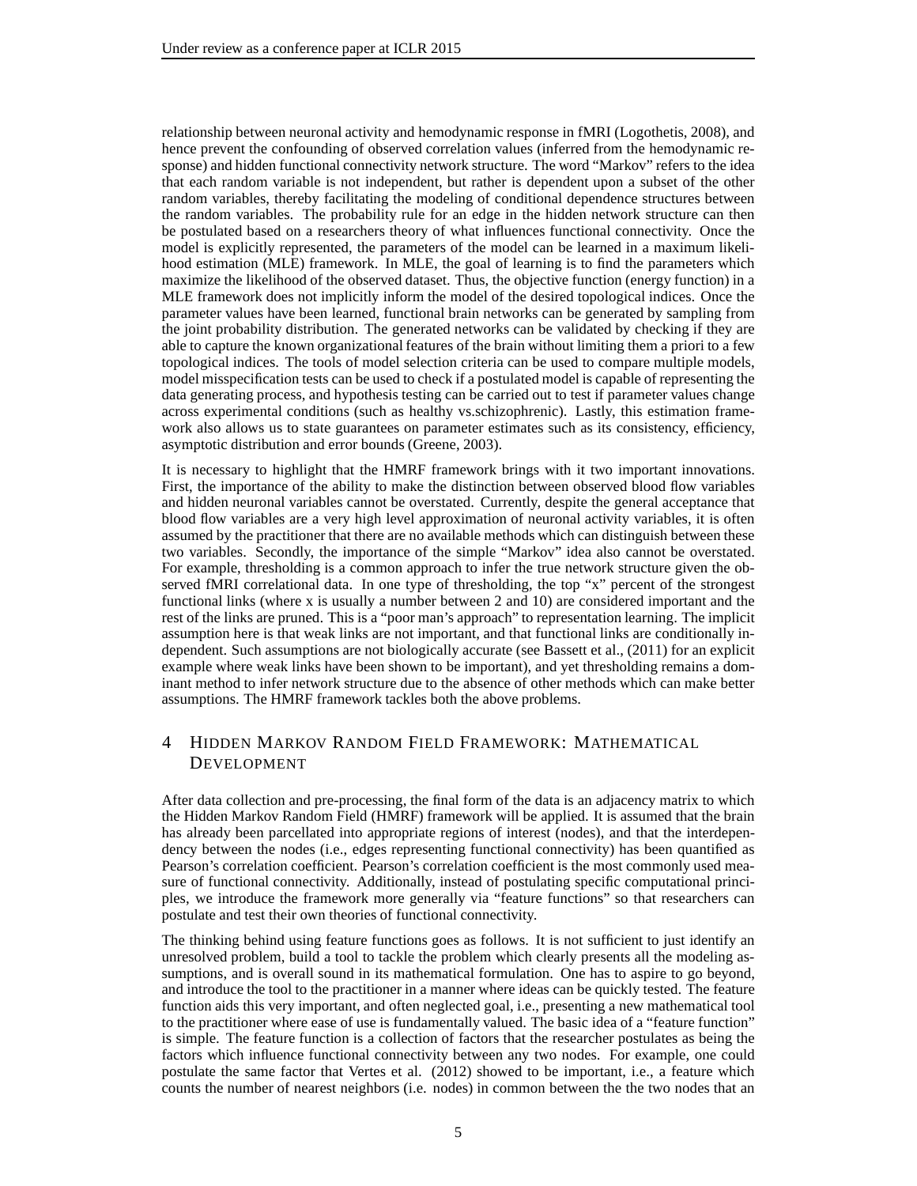relationship between neuronal activity and hemodynamic response in fMRI (Logothetis, 2008), and hence prevent the confounding of observed correlation values (inferred from the hemodynamic response) and hidden functional connectivity network structure. The word "Markov" refers to the idea that each random variable is not independent, but rather is dependent upon a subset of the other random variables, thereby facilitating the modeling of conditional dependence structures between the random variables. The probability rule for an edge in the hidden network structure can then be postulated based on a researchers theory of what influences functional connectivity. Once the model is explicitly represented, the parameters of the model can be learned in a maximum likelihood estimation (MLE) framework. In MLE, the goal of learning is to find the parameters which maximize the likelihood of the observed dataset. Thus, the objective function (energy function) in a MLE framework does not implicitly inform the model of the desired topological indices. Once the parameter values have been learned, functional brain networks can be generated by sampling from the joint probability distribution. The generated networks can be validated by checking if they are able to capture the known organizational features of the brain without limiting them a priori to a few topological indices. The tools of model selection criteria can be used to compare multiple models, model misspecification tests can be used to check if a postulated model is capable of representing the data generating process, and hypothesis testing can be carried out to test if parameter values change across experimental conditions (such as healthy vs.schizophrenic). Lastly, this estimation framework also allows us to state guarantees on parameter estimates such as its consistency, efficiency, asymptotic distribution and error bounds (Greene, 2003).

It is necessary to highlight that the HMRF framework brings with it two important innovations. First, the importance of the ability to make the distinction between observed blood flow variables and hidden neuronal variables cannot be overstated. Currently, despite the general acceptance that blood flow variables are a very high level approximation of neuronal activity variables, it is often assumed by the practitioner that there are no available methods which can distinguish between these two variables. Secondly, the importance of the simple "Markov" idea also cannot be overstated. For example, thresholding is a common approach to infer the true network structure given the observed fMRI correlational data. In one type of thresholding, the top "x" percent of the strongest functional links (where x is usually a number between 2 and 10) are considered important and the rest of the links are pruned. This is a "poor man's approach" to representation learning. The implicit assumption here is that weak links are not important, and that functional links are conditionally independent. Such assumptions are not biologically accurate (see Bassett et al., (2011) for an explicit example where weak links have been shown to be important), and yet thresholding remains a dominant method to infer network structure due to the absence of other methods which can make better assumptions. The HMRF framework tackles both the above problems.

# 4 Hidden Markov Random Field Framework: Mathematical Development

After data collection and pre-processing, the final form of the data is an adjacency matrix to which the Hidden Markov Random Field (HMRF) framework will be applied. It is assumed that the brain has already been parcellated into appropriate regions of interest (nodes), and that the interdependency between the nodes (i.e., edges representing functional connectivity) has been quantified as Pearson's correlation coefficient. Pearson's correlation coefficient is the most commonly used measure of functional connectivity. Additionally, instead of postulating specific computational principles, we introduce the framework more generally via "feature functions" so that researchers can postulate and test their own theories of functional connectivity.

The thinking behind using feature functions goes as follows. It is not sufficient to just identify an unresolved problem, build a tool to tackle the problem which clearly presents all the modeling assumptions, and is overall sound in its mathematical formulation. One has to aspire to go beyond, and introduce the tool to the practitioner in a manner where ideas can be quickly tested. The feature function aids this very important, and often neglected goal, i.e., presenting a new mathematical tool to the practitioner where ease of use is fundamentally valued. The basic idea of a "feature function" is simple. The feature function is a collection of factors that the researcher postulates as being the factors which influence functional connectivity between any two nodes. For example, one could postulate the same factor that Vertes et al. (2012) showed to be important, i.e., a feature which counts the number of nearest neighbors (i.e. nodes) in common between the the two nodes that an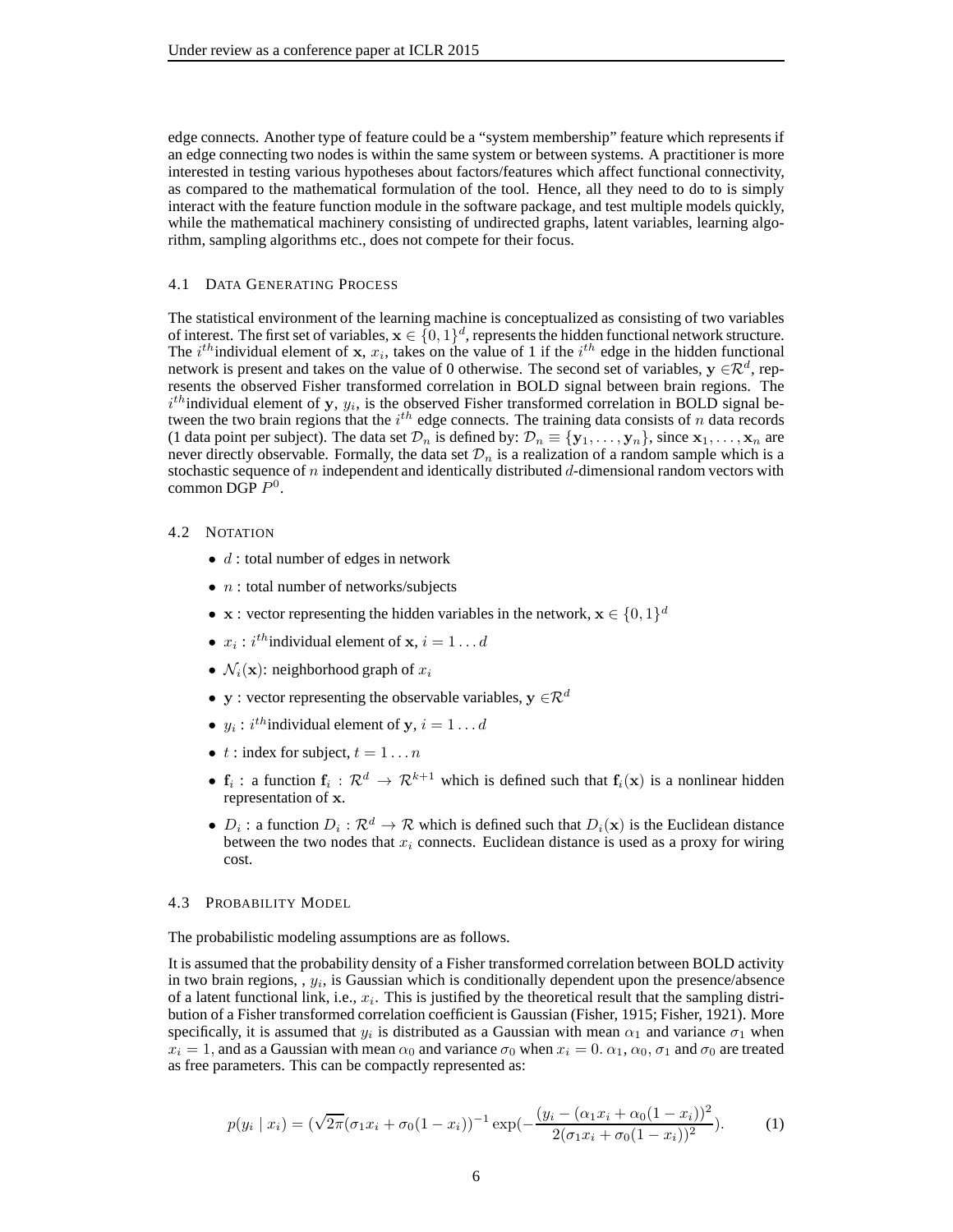edge connects. Another type of feature could be a "system membership" feature which represents if an edge connecting two nodes is within the same system or between systems. A practitioner is more interested in testing various hypotheses about factors/features which affect functional connectivity, as compared to the mathematical formulation of the tool. Hence, all they need to do to is simply interact with the feature function module in the software package, and test multiple models quickly, while the mathematical machinery consisting of undirected graphs, latent variables, learning algorithm, sampling algorithms etc., does not compete for their focus.

### 4.1 Data Generating Process

The statistical environment of the learning machine is conceptualized as consisting of two variables of interest. The first set of variables, $\mathbf{x} \in \{0,1\}^d$, represents the hidden functional network structure. The $i^{th}$individual element of $\mathbf{x}$, $x_i$, takes on the value of 1 if the $i^{th}$ edge in the hidden functional network is present and takes on the value of 0 otherwise. The second set of variables, $\mathbf{y} \in \mathcal{R}^d$, represents the observed Fisher transformed correlation in BOLD signal between brain regions. The $i^{th}$individual element of $\mathbf{y}$, $y_i$, is the observed Fisher transformed correlation in BOLD signal between the two brain regions that the $i^{th}$ edge connects. The training data consists of $n$ data records (1 data point per subject). The data set $\mathcal{D}_n$ is defined by: $\mathcal{D}_n \equiv \{\mathbf{y}_1, \ldots, \mathbf{y}_n\}$, since $\mathbf{x}_1, \ldots, \mathbf{x}_n$ are never directly observable. Formally, the data set $\mathcal{D}_n$ is a realization of a random sample which is a stochastic sequence of $n$ independent and identically distributed $d$-dimensional random vectors with common DGP $P^0$.

### 4.2 Notation

- $d$ : total number of edges in network
- $n$ : total number of networks/subjects
- $\mathbf{x}$ : vector representing the hidden variables in the network, $\mathbf{x} \in \{0,1\}^d$
- $x_i$ : $i^{th}$individual element of $\mathbf{x}$, $i = 1 \ldots d$
- $\mathcal{N}_i(\mathbf{x})$: neighborhood graph of $x_i$
- $\mathbf{y}$ : vector representing the observable variables, $\mathbf{y} \in \mathcal{R}^d$
- $y_i$ : $i^{th}$individual element of $\mathbf{y}$, $i = 1 \ldots d$
- $t$ : index for subject, $t = 1 \ldots n$
- $\mathbf{f}_i$ : a function $\mathbf{f}_i : \mathcal{R}^d \rightarrow \mathcal{R}^{k+1}$ which is defined such that $\mathbf{f}_i(\mathbf{x})$ is a nonlinear hidden representation of $\mathbf{x}$.
- $D_i$ : a function $D_i : \mathcal{R}^d \rightarrow \mathcal{R}$ which is defined such that $D_i(\mathbf{x})$ is the Euclidean distance between the two nodes that $x_i$ connects. Euclidean distance is used as a proxy for wiring cost.

### 4.3 Probability Model

The probabilistic modeling assumptions are as follows.

It is assumed that the probability density of a Fisher transformed correlation between BOLD activity in two brain regions, , $y_i$, is Gaussian which is conditionally dependent upon the presence/absence of a latent functional link, i.e., $x_i$. This is justified by the theoretical result that the sampling distribution of a Fisher transformed correlation coefficient is Gaussian (Fisher, 1915; Fisher, 1921). More specifically, it is assumed that $y_i$ is distributed as a Gaussian with mean $\alpha_1$ and variance $\sigma_1$ when $x_i = 1$, and as a Gaussian with mean $\alpha_0$ and variance $\sigma_0$ when $x_i = 0$. $\alpha_1$, $\alpha_0$, $\sigma_1$ and $\sigma_0$ are treated as free parameters. This can be compactly represented as:

$$p(y_i \mid x_i) = (\sqrt{2\pi}(\sigma_1 x_i + \sigma_0(1 - x_i))^{-1} \exp(-\frac{(y_i - (\alpha_1 x_i + \alpha_0(1 - x_i))^2}{2(\sigma_1 x_i + \sigma_0(1 - x_i))^2}). \tag{1}$$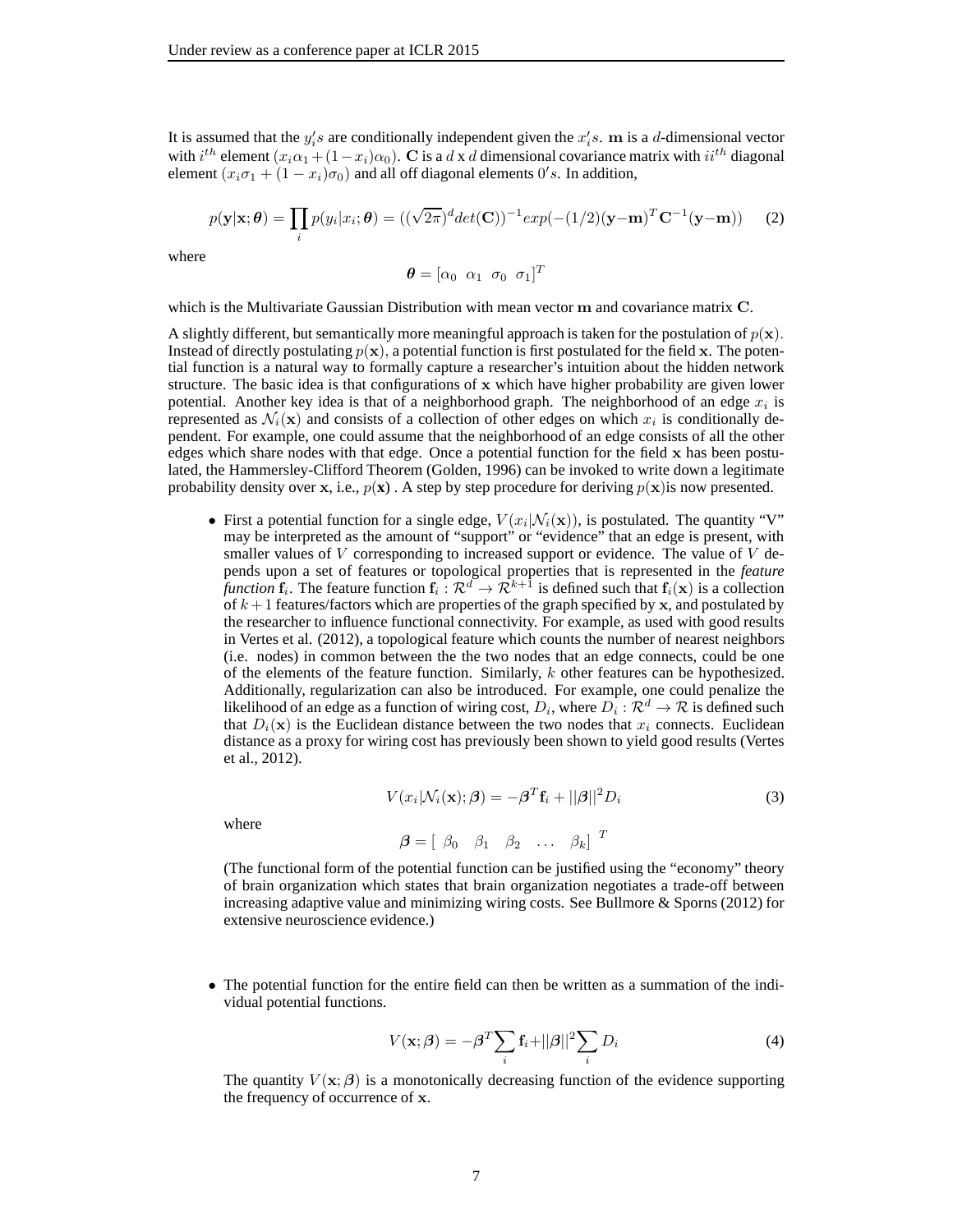It is assumed that the $y_i's$ are conditionally independent given the $x_i's$. $\mathbf{m}$ is a $d$-dimensional vector with $i^{th}$ element $(x_i\alpha_1 + (1-x_i)\alpha_0)$. $\mathbf{C}$ is a $d$ x $d$ dimensional covariance matrix with $ii^{th}$ diagonal element $(x_i\sigma_1 + (1-x_i)\sigma_0)$ and all off diagonal elements $0's$. In addition,

$$p(\mathbf{y}|\mathbf{x};\boldsymbol{\theta}) = \prod_i p(y_i|x_i;\boldsymbol{\theta}) = ((\sqrt{2\pi})^d det(\mathbf{C}))^{-1} exp(-(1/2)(\mathbf{y}-\mathbf{m})^T\mathbf{C}^{-1}(\mathbf{y}-\mathbf{m})) \tag{2}$$

where

$$\boldsymbol{\theta} = [\alpha_0 \;\; \alpha_1 \;\; \sigma_0 \;\; \sigma_1]^T$$

which is the Multivariate Gaussian Distribution with mean vector $\mathbf{m}$ and covariance matrix $\mathbf{C}$.

A slightly different, but semantically more meaningful approach is taken for the postulation of $p(\mathbf{x})$. Instead of directly postulating $p(\mathbf{x})$, a potential function is first postulated for the field $\mathbf{x}$. The potential function is a natural way to formally capture a researcher's intuition about the hidden network structure. The basic idea is that configurations of $\mathbf{x}$ which have higher probability are given lower potential. Another key idea is that of a neighborhood graph. The neighborhood of an edge $x_i$ is represented as $\mathcal{N}_i(\mathbf{x})$ and consists of a collection of other edges on which $x_i$ is conditionally dependent. For example, one could assume that the neighborhood of an edge consists of all the other edges which share nodes with that edge. Once a potential function for the field $\mathbf{x}$ has been postulated, the Hammersley-Clifford Theorem (Golden, 1996) can be invoked to write down a legitimate probability density over $\mathbf{x}$, i.e., $p(\mathbf{x})$ . A step by step procedure for deriving $p(\mathbf{x})$is now presented.

- First a potential function for a single edge, $V(x_i|\mathcal{N}_i(\mathbf{x}))$, is postulated. The quantity "V" may be interpreted as the amount of "support" or "evidence" that an edge is present, with smaller values of $V$ corresponding to increased support or evidence. The value of $V$ depends upon a set of features or topological properties that is represented in the *feature function* $\mathbf{f}_i$. The feature function $\mathbf{f}_i : \mathcal{R}^d \rightarrow \mathcal{R}^{k+1}$ is defined such that $\mathbf{f}_i(\mathbf{x})$ is a collection of $k+1$ features/factors which are properties of the graph specified by $\mathbf{x}$, and postulated by the researcher to influence functional connectivity. For example, as used with good results in Vertes et al. (2012), a topological feature which counts the number of nearest neighbors (i.e. nodes) in common between the the two nodes that an edge connects, could be one of the elements of the feature function. Similarly, $k$ other features can be hypothesized. Additionally, regularization can also be introduced. For example, one could penalize the likelihood of an edge as a function of wiring cost, $D_i$, where $D_i : \mathcal{R}^d \rightarrow \mathcal{R}$ is defined such that $D_i(\mathbf{x})$ is the Euclidean distance between the two nodes that $x_i$ connects. Euclidean distance as a proxy for wiring cost has previously been shown to yield good results (Vertes et al., 2012).

  $$V(x_i|\mathcal{N}_i(\mathbf{x});\boldsymbol{\beta}) = -\boldsymbol{\beta}^T\mathbf{f}_i + ||\boldsymbol{\beta}||^2 D_i \tag{3}$$

  where

  $$\boldsymbol{\beta} = [\;\beta_0 \quad \beta_1 \quad \beta_2 \quad \ldots \quad \beta_k]^{\;T}$$

  (The functional form of the potential function can be justified using the "economy" theory of brain organization which states that brain organization negotiates a trade-off between increasing adaptive value and minimizing wiring costs. See Bullmore & Sporns (2012) for extensive neuroscience evidence.)

- The potential function for the entire field can then be written as a summation of the individual potential functions.

  $$V(\mathbf{x};\boldsymbol{\beta}) = -\boldsymbol{\beta}^T\sum_i \mathbf{f}_i + ||\boldsymbol{\beta}||^2 \sum_i D_i \tag{4}$$

  The quantity $V(\mathbf{x};\boldsymbol{\beta})$ is a monotonically decreasing function of the evidence supporting the frequency of occurrence of $\mathbf{x}$.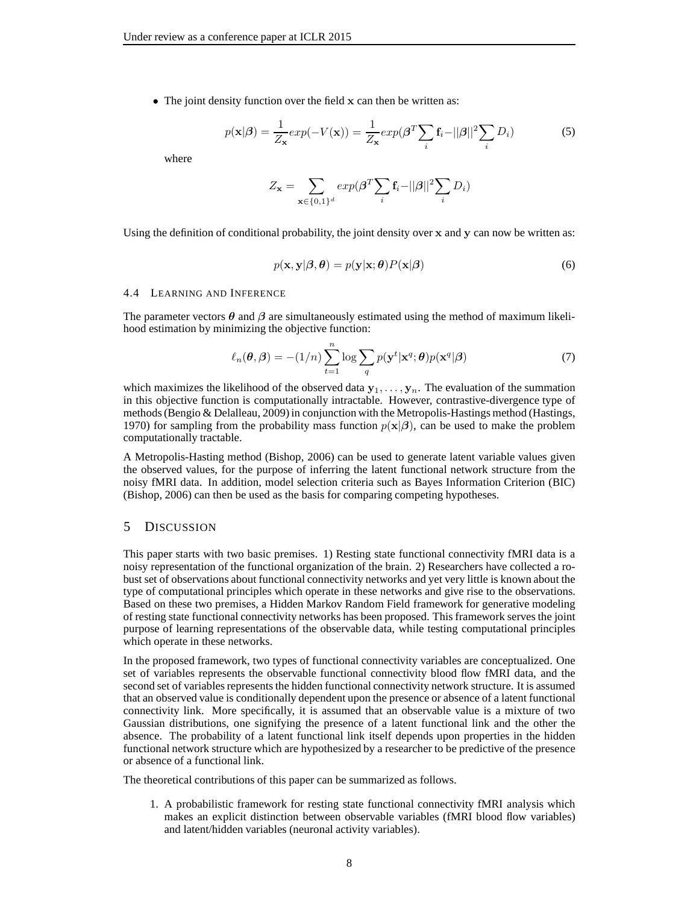- The joint density function over the field $\mathbf{x}$ can then be written as:

$$p(\mathbf{x}|\boldsymbol{\beta}) = \frac{1}{Z_{\mathbf{x}}} exp(-V(\mathbf{x})) = \frac{1}{Z_{\mathbf{x}}} exp(\boldsymbol{\beta}^T \sum_i \mathbf{f}_i - ||\boldsymbol{\beta}||^2 \sum_i D_i) \tag{5}$$

where

$$Z_{\mathbf{x}} = \sum_{\mathbf{x} \in \{0,1\}^d} exp(\boldsymbol{\beta}^T \sum_i \mathbf{f}_i - ||\boldsymbol{\beta}||^2 \sum_i D_i)$$

Using the definition of conditional probability, the joint density over $\mathbf{x}$ and $\mathbf{y}$ can now be written as:

$$p(\mathbf{x}, \mathbf{y}|\boldsymbol{\beta}, \boldsymbol{\theta}) = p(\mathbf{y}|\mathbf{x}; \boldsymbol{\theta}) P(\mathbf{x}|\boldsymbol{\beta}) \tag{6}$$

### 4.4 Learning and Inference

The parameter vectors $\boldsymbol{\theta}$ and $\boldsymbol{\beta}$ are simultaneously estimated using the method of maximum likelihood estimation by minimizing the objective function:

$$\ell_n(\boldsymbol{\theta}, \boldsymbol{\beta}) = -(1/n) \sum_{t=1}^{n} \log \sum_q p(\mathbf{y}^t|\mathbf{x}^q; \boldsymbol{\theta}) p(\mathbf{x}^q|\boldsymbol{\beta}) \tag{7}$$

which maximizes the likelihood of the observed data $\mathbf{y}_1, \ldots, \mathbf{y}_n$. The evaluation of the summation in this objective function is computationally intractable. However, contrastive-divergence type of methods (Bengio & Delalleau, 2009) in conjunction with the Metropolis-Hastings method (Hastings, 1970) for sampling from the probability mass function $p(\mathbf{x}|\boldsymbol{\beta})$, can be used to make the problem computationally tractable.

A Metropolis-Hasting method (Bishop, 2006) can be used to generate latent variable values given the observed values, for the purpose of inferring the latent functional network structure from the noisy fMRI data. In addition, model selection criteria such as Bayes Information Criterion (BIC) (Bishop, 2006) can then be used as the basis for comparing competing hypotheses.

## 5 Discussion

This paper starts with two basic premises. 1) Resting state functional connectivity fMRI data is a noisy representation of the functional organization of the brain. 2) Researchers have collected a robust set of observations about functional connectivity networks and yet very little is known about the type of computational principles which operate in these networks and give rise to the observations. Based on these two premises, a Hidden Markov Random Field framework for generative modeling of resting state functional connectivity networks has been proposed. This framework serves the joint purpose of learning representations of the observable data, while testing computational principles which operate in these networks.

In the proposed framework, two types of functional connectivity variables are conceptualized. One set of variables represents the observable functional connectivity blood flow fMRI data, and the second set of variables represents the hidden functional connectivity network structure. It is assumed that an observed value is conditionally dependent upon the presence or absence of a latent functional connectivity link. More specifically, it is assumed that an observable value is a mixture of two Gaussian distributions, one signifying the presence of a latent functional link and the other the absence. The probability of a latent functional link itself depends upon properties in the hidden functional network structure which are hypothesized by a researcher to be predictive of the presence or absence of a functional link.

The theoretical contributions of this paper can be summarized as follows.

1. A probabilistic framework for resting state functional connectivity fMRI analysis which makes an explicit distinction between observable variables (fMRI blood flow variables) and latent/hidden variables (neuronal activity variables).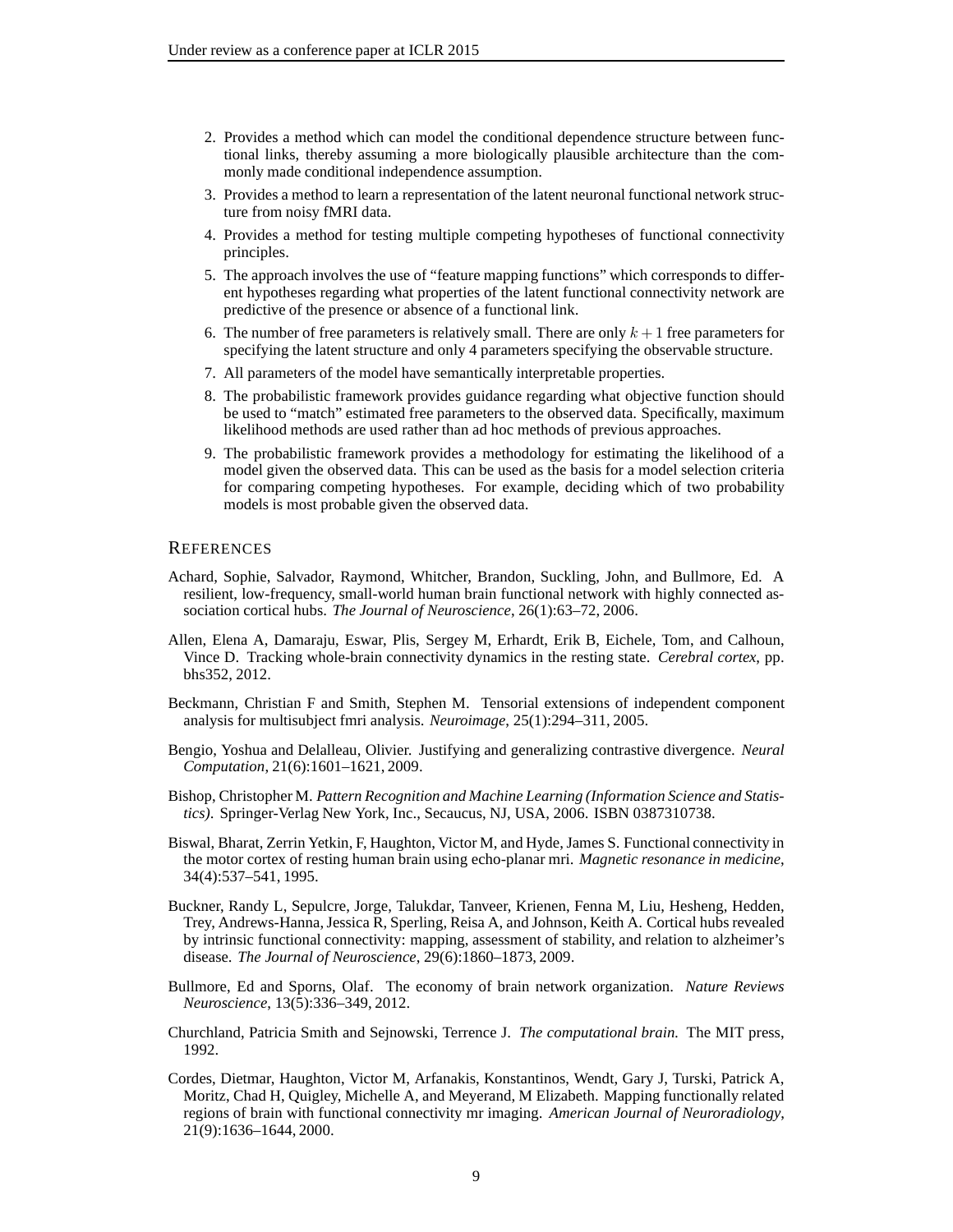2. Provides a method which can model the conditional dependence structure between functional links, thereby assuming a more biologically plausible architecture than the commonly made conditional independence assumption.
3. Provides a method to learn a representation of the latent neuronal functional network structure from noisy fMRI data.
4. Provides a method for testing multiple competing hypotheses of functional connectivity principles.
5. The approach involves the use of "feature mapping functions" which corresponds to different hypotheses regarding what properties of the latent functional connectivity network are predictive of the presence or absence of a functional link.
6. The number of free parameters is relatively small. There are only $k + 1$ free parameters for specifying the latent structure and only 4 parameters specifying the observable structure.
7. All parameters of the model have semantically interpretable properties.
8. The probabilistic framework provides guidance regarding what objective function should be used to "match" estimated free parameters to the observed data. Specifically, maximum likelihood methods are used rather than ad hoc methods of previous approaches.
9. The probabilistic framework provides a methodology for estimating the likelihood of a model given the observed data. This can be used as the basis for a model selection criteria for comparing competing hypotheses. For example, deciding which of two probability models is most probable given the observed data.

## REFERENCES

Achard, Sophie, Salvador, Raymond, Whitcher, Brandon, Suckling, John, and Bullmore, Ed. A resilient, low-frequency, small-world human brain functional network with highly connected association cortical hubs. *The Journal of Neuroscience*, 26(1):63–72, 2006.

Allen, Elena A, Damaraju, Eswar, Plis, Sergey M, Erhardt, Erik B, Eichele, Tom, and Calhoun, Vince D. Tracking whole-brain connectivity dynamics in the resting state. *Cerebral cortex*, pp. bhs352, 2012.

Beckmann, Christian F and Smith, Stephen M. Tensorial extensions of independent component analysis for multisubject fmri analysis. *Neuroimage*, 25(1):294–311, 2005.

Bengio, Yoshua and Delalleau, Olivier. Justifying and generalizing contrastive divergence. *Neural Computation*, 21(6):1601–1621, 2009.

Bishop, Christopher M. *Pattern Recognition and Machine Learning (Information Science and Statistics)*. Springer-Verlag New York, Inc., Secaucus, NJ, USA, 2006. ISBN 0387310738.

Biswal, Bharat, Zerrin Yetkin, F, Haughton, Victor M, and Hyde, James S. Functional connectivity in the motor cortex of resting human brain using echo-planar mri. *Magnetic resonance in medicine*, 34(4):537–541, 1995.

Buckner, Randy L, Sepulcre, Jorge, Talukdar, Tanveer, Krienen, Fenna M, Liu, Hesheng, Hedden, Trey, Andrews-Hanna, Jessica R, Sperling, Reisa A, and Johnson, Keith A. Cortical hubs revealed by intrinsic functional connectivity: mapping, assessment of stability, and relation to alzheimer's disease. *The Journal of Neuroscience*, 29(6):1860–1873, 2009.

Bullmore, Ed and Sporns, Olaf. The economy of brain network organization. *Nature Reviews Neuroscience*, 13(5):336–349, 2012.

Churchland, Patricia Smith and Sejnowski, Terrence J. *The computational brain.* The MIT press, 1992.

Cordes, Dietmar, Haughton, Victor M, Arfanakis, Konstantinos, Wendt, Gary J, Turski, Patrick A, Moritz, Chad H, Quigley, Michelle A, and Meyerand, M Elizabeth. Mapping functionally related regions of brain with functional connectivity mr imaging. *American Journal of Neuroradiology*, 21(9):1636–1644, 2000.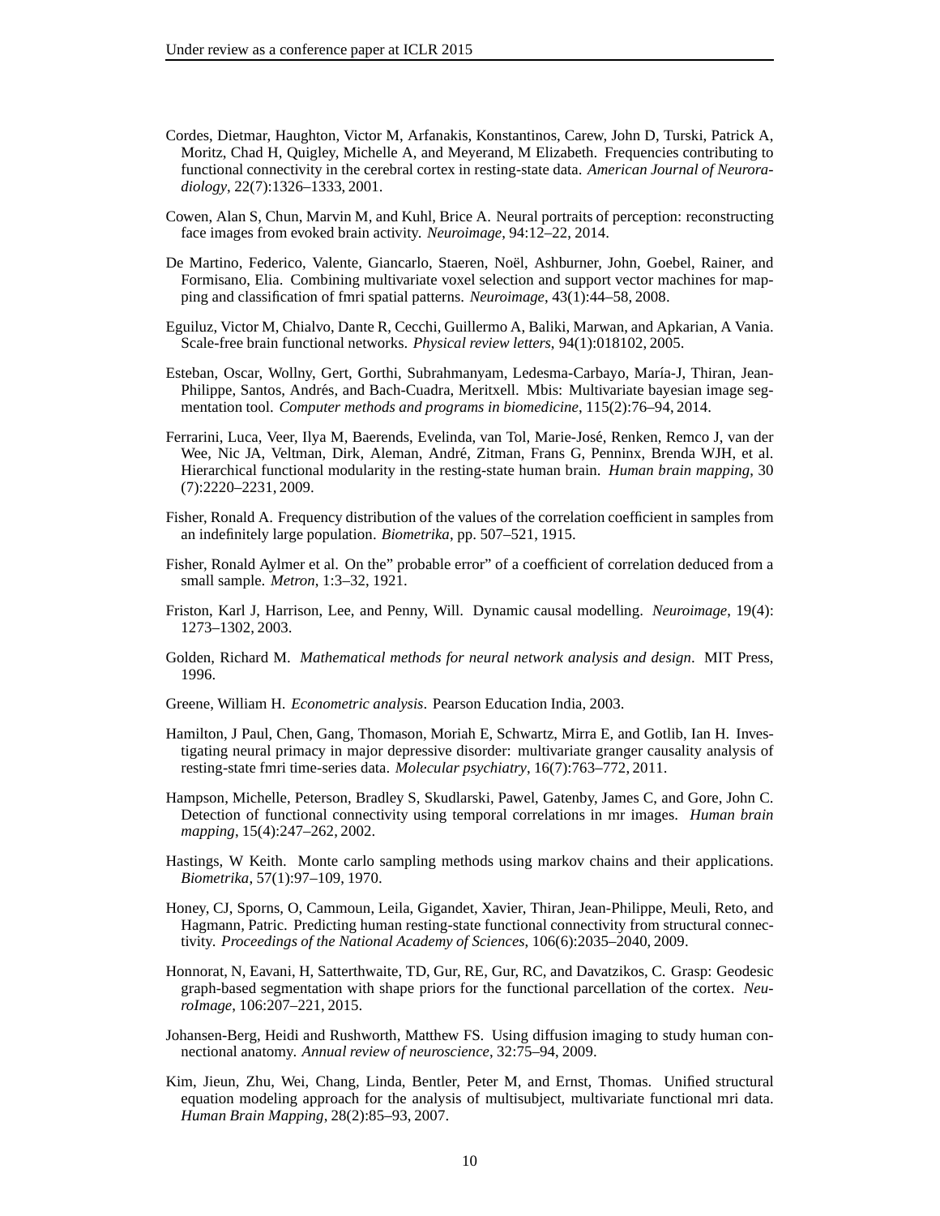Cordes, Dietmar, Haughton, Victor M, Arfanakis, Konstantinos, Carew, John D, Turski, Patrick A, Moritz, Chad H, Quigley, Michelle A, and Meyerand, M Elizabeth. Frequencies contributing to functional connectivity in the cerebral cortex in resting-state data. *American Journal of Neuroradiology*, 22(7):1326–1333, 2001.

Cowen, Alan S, Chun, Marvin M, and Kuhl, Brice A. Neural portraits of perception: reconstructing face images from evoked brain activity. *Neuroimage*, 94:12–22, 2014.

De Martino, Federico, Valente, Giancarlo, Staeren, Noël, Ashburner, John, Goebel, Rainer, and Formisano, Elia. Combining multivariate voxel selection and support vector machines for mapping and classification of fmri spatial patterns. *Neuroimage*, 43(1):44–58, 2008.

Eguiluz, Victor M, Chialvo, Dante R, Cecchi, Guillermo A, Baliki, Marwan, and Apkarian, A Vania. Scale-free brain functional networks. *Physical review letters*, 94(1):018102, 2005.

Esteban, Oscar, Wollny, Gert, Gorthi, Subrahmanyam, Ledesma-Carbayo, María-J, Thiran, Jean-Philippe, Santos, Andrés, and Bach-Cuadra, Meritxell. Mbis: Multivariate bayesian image segmentation tool. *Computer methods and programs in biomedicine*, 115(2):76–94, 2014.

Ferrarini, Luca, Veer, Ilya M, Baerends, Evelinda, van Tol, Marie-José, Renken, Remco J, van der Wee, Nic JA, Veltman, Dirk, Aleman, André, Zitman, Frans G, Penninx, Brenda WJH, et al. Hierarchical functional modularity in the resting-state human brain. *Human brain mapping*, 30 (7):2220–2231, 2009.

Fisher, Ronald A. Frequency distribution of the values of the correlation coefficient in samples from an indefinitely large population. *Biometrika*, pp. 507–521, 1915.

Fisher, Ronald Aylmer et al. On the" probable error" of a coefficient of correlation deduced from a small sample. *Metron*, 1:3–32, 1921.

Friston, Karl J, Harrison, Lee, and Penny, Will. Dynamic causal modelling. *Neuroimage*, 19(4): 1273–1302, 2003.

Golden, Richard M. *Mathematical methods for neural network analysis and design*. MIT Press, 1996.

Greene, William H. *Econometric analysis*. Pearson Education India, 2003.

Hamilton, J Paul, Chen, Gang, Thomason, Moriah E, Schwartz, Mirra E, and Gotlib, Ian H. Investigating neural primacy in major depressive disorder: multivariate granger causality analysis of resting-state fmri time-series data. *Molecular psychiatry*, 16(7):763–772, 2011.

Hampson, Michelle, Peterson, Bradley S, Skudlarski, Pawel, Gatenby, James C, and Gore, John C. Detection of functional connectivity using temporal correlations in mr images. *Human brain mapping*, 15(4):247–262, 2002.

Hastings, W Keith. Monte carlo sampling methods using markov chains and their applications. *Biometrika*, 57(1):97–109, 1970.

Honey, CJ, Sporns, O, Cammoun, Leila, Gigandet, Xavier, Thiran, Jean-Philippe, Meuli, Reto, and Hagmann, Patric. Predicting human resting-state functional connectivity from structural connectivity. *Proceedings of the National Academy of Sciences*, 106(6):2035–2040, 2009.

Honnorat, N, Eavani, H, Satterthwaite, TD, Gur, RE, Gur, RC, and Davatzikos, C. Grasp: Geodesic graph-based segmentation with shape priors for the functional parcellation of the cortex. *NeuroImage*, 106:207–221, 2015.

Johansen-Berg, Heidi and Rushworth, Matthew FS. Using diffusion imaging to study human connectional anatomy. *Annual review of neuroscience*, 32:75–94, 2009.

Kim, Jieun, Zhu, Wei, Chang, Linda, Bentler, Peter M, and Ernst, Thomas. Unified structural equation modeling approach for the analysis of multisubject, multivariate functional mri data. *Human Brain Mapping*, 28(2):85–93, 2007.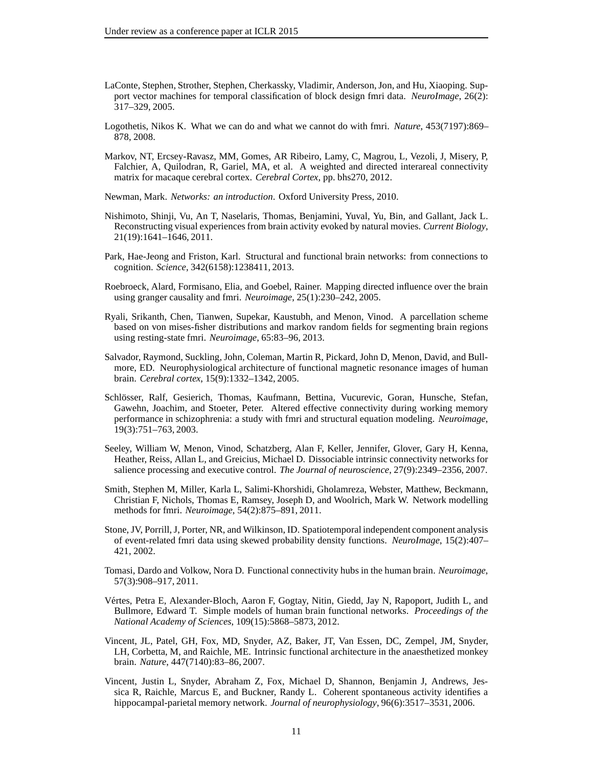LaConte, Stephen, Strother, Stephen, Cherkassky, Vladimir, Anderson, Jon, and Hu, Xiaoping. Support vector machines for temporal classification of block design fmri data. *NeuroImage*, 26(2): 317–329, 2005.

Logothetis, Nikos K. What we can do and what we cannot do with fmri. *Nature*, 453(7197):869–878, 2008.

Markov, NT, Ercsey-Ravasz, MM, Gomes, AR Ribeiro, Lamy, C, Magrou, L, Vezoli, J, Misery, P, Falchier, A, Quilodran, R, Gariel, MA, et al. A weighted and directed interareal connectivity matrix for macaque cerebral cortex. *Cerebral Cortex*, pp. bhs270, 2012.

Newman, Mark. *Networks: an introduction*. Oxford University Press, 2010.

Nishimoto, Shinji, Vu, An T, Naselaris, Thomas, Benjamini, Yuval, Yu, Bin, and Gallant, Jack L. Reconstructing visual experiences from brain activity evoked by natural movies. *Current Biology*, 21(19):1641–1646, 2011.

Park, Hae-Jeong and Friston, Karl. Structural and functional brain networks: from connections to cognition. *Science*, 342(6158):1238411, 2013.

Roebroeck, Alard, Formisano, Elia, and Goebel, Rainer. Mapping directed influence over the brain using granger causality and fmri. *Neuroimage*, 25(1):230–242, 2005.

Ryali, Srikanth, Chen, Tianwen, Supekar, Kaustubh, and Menon, Vinod. A parcellation scheme based on von mises-fisher distributions and markov random fields for segmenting brain regions using resting-state fmri. *Neuroimage*, 65:83–96, 2013.

Salvador, Raymond, Suckling, John, Coleman, Martin R, Pickard, John D, Menon, David, and Bullmore, ED. Neurophysiological architecture of functional magnetic resonance images of human brain. *Cerebral cortex*, 15(9):1332–1342, 2005.

Schlösser, Ralf, Gesierich, Thomas, Kaufmann, Bettina, Vucurevic, Goran, Hunsche, Stefan, Gawehn, Joachim, and Stoeter, Peter. Altered effective connectivity during working memory performance in schizophrenia: a study with fmri and structural equation modeling. *Neuroimage*, 19(3):751–763, 2003.

Seeley, William W, Menon, Vinod, Schatzberg, Alan F, Keller, Jennifer, Glover, Gary H, Kenna, Heather, Reiss, Allan L, and Greicius, Michael D. Dissociable intrinsic connectivity networks for salience processing and executive control. *The Journal of neuroscience*, 27(9):2349–2356, 2007.

Smith, Stephen M, Miller, Karla L, Salimi-Khorshidi, Gholamreza, Webster, Matthew, Beckmann, Christian F, Nichols, Thomas E, Ramsey, Joseph D, and Woolrich, Mark W. Network modelling methods for fmri. *Neuroimage*, 54(2):875–891, 2011.

Stone, JV, Porrill, J, Porter, NR, and Wilkinson, ID. Spatiotemporal independent component analysis of event-related fmri data using skewed probability density functions. *NeuroImage*, 15(2):407–421, 2002.

Tomasi, Dardo and Volkow, Nora D. Functional connectivity hubs in the human brain. *Neuroimage*, 57(3):908–917, 2011.

Vértes, Petra E, Alexander-Bloch, Aaron F, Gogtay, Nitin, Giedd, Jay N, Rapoport, Judith L, and Bullmore, Edward T. Simple models of human brain functional networks. *Proceedings of the National Academy of Sciences*, 109(15):5868–5873, 2012.

Vincent, JL, Patel, GH, Fox, MD, Snyder, AZ, Baker, JT, Van Essen, DC, Zempel, JM, Snyder, LH, Corbetta, M, and Raichle, ME. Intrinsic functional architecture in the anaesthetized monkey brain. *Nature*, 447(7140):83–86, 2007.

Vincent, Justin L, Snyder, Abraham Z, Fox, Michael D, Shannon, Benjamin J, Andrews, Jessica R, Raichle, Marcus E, and Buckner, Randy L. Coherent spontaneous activity identifies a hippocampal-parietal memory network. *Journal of neurophysiology*, 96(6):3517–3531, 2006.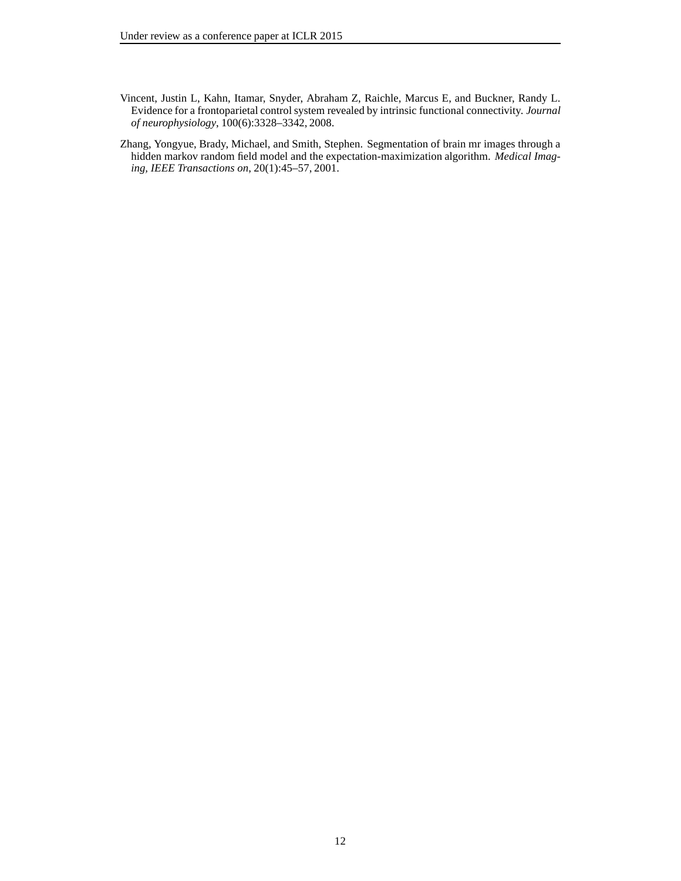Vincent, Justin L, Kahn, Itamar, Snyder, Abraham Z, Raichle, Marcus E, and Buckner, Randy L. Evidence for a frontoparietal control system revealed by intrinsic functional connectivity. *Journal of neurophysiology*, 100(6):3328–3342, 2008.

Zhang, Yongyue, Brady, Michael, and Smith, Stephen. Segmentation of brain mr images through a hidden markov random field model and the expectation-maximization algorithm. *Medical Imaging, IEEE Transactions on*, 20(1):45–57, 2001.